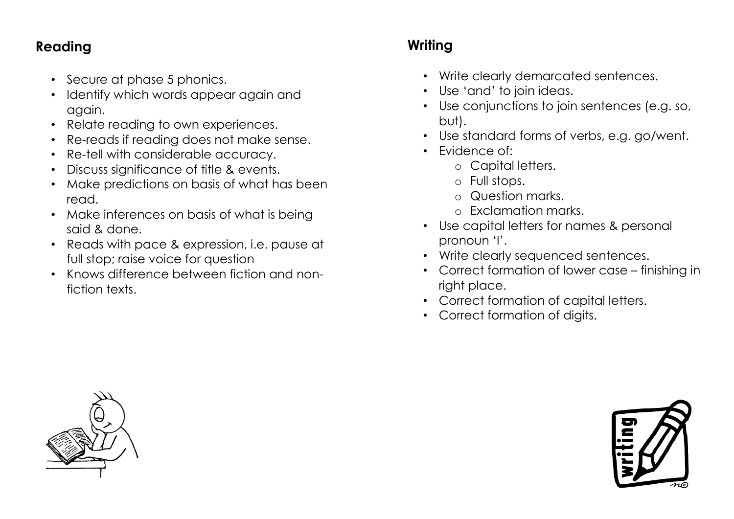## Reading

- Secure at phase 5 phonics.
- Identify which words appear again and again.
- Relate reading to own experiences.
- Re-reads if reading does not make sense.
- Re-tell with considerable accuracy.
- Discuss significance of title & events.
- Make predictions on basis of what has been read.
- Make inferences on basis of what is being said & done.
- Reads with pace & expression, i.e. pause at full stop; raise voice for question
- Knows difference between fiction and non-fiction texts.

## Writing

- Write clearly demarcated sentences.
- Use 'and' to join ideas.
- Use conjunctions to join sentences (e.g. so, but).
- Use standard forms of verbs, e.g. go/went.
- Evidence of:
    - Capital letters.
    - Full stops.
    - Question marks.
    - Exclamation marks.
- Use capital letters for names & personal pronoun 'I'.
- Write clearly sequenced sentences.
- Correct formation of lower case – finishing in right place.
- Correct formation of capital letters.
- Correct formation of digits.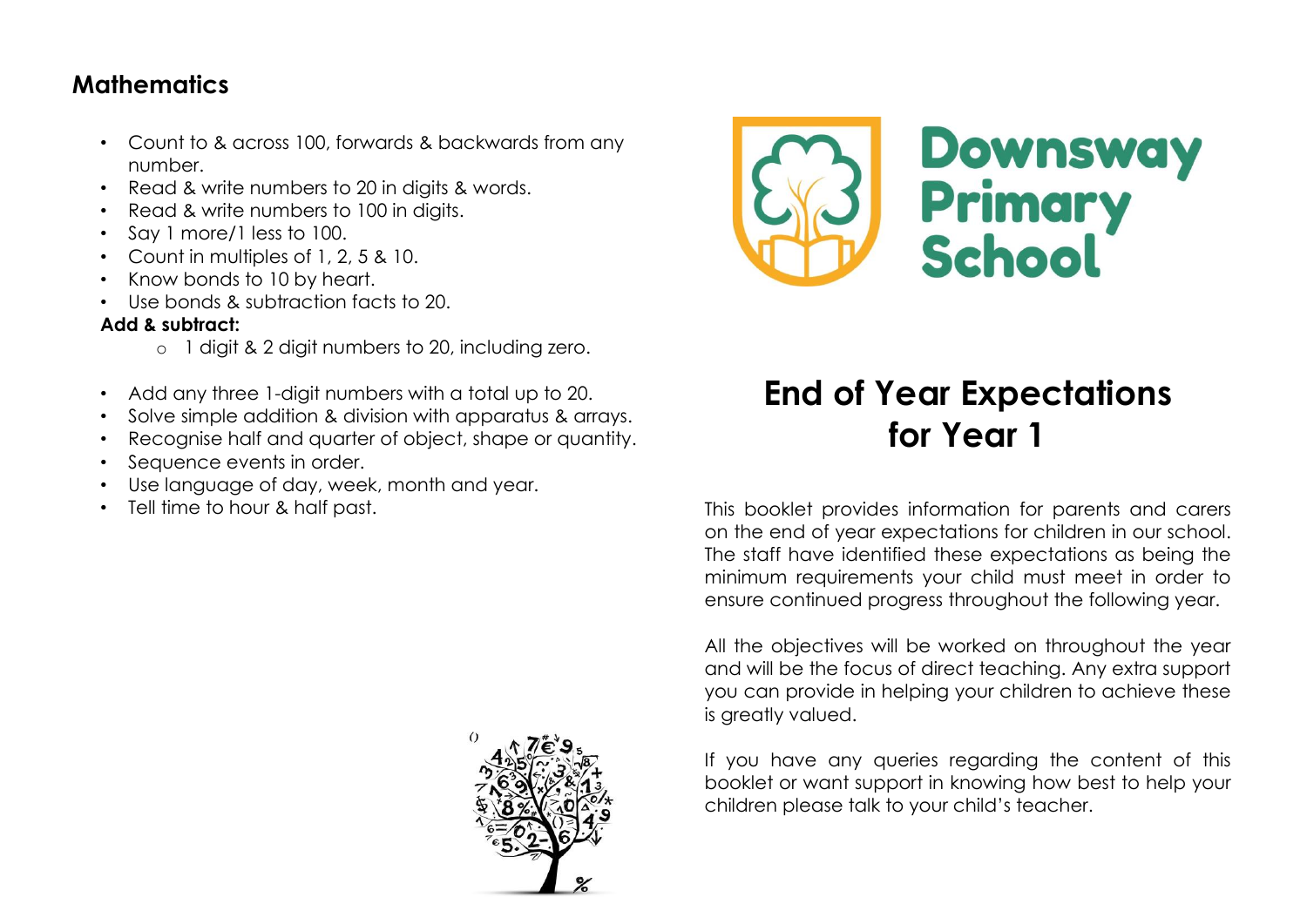## Mathematics

- Count to & across 100, forwards & backwards from any number.
- Read & write numbers to 20 in digits & words.
- Read & write numbers to 100 in digits.
- Say 1 more/1 less to 100.
- Count in multiples of 1, 2, 5 & 10.
- Know bonds to 10 by heart.
- Use bonds & subtraction facts to 20.

**Add & subtract:**

- 1 digit & 2 digit numbers to 20, including zero.

- Add any three 1-digit numbers with a total up to 20.
- Solve simple addition & division with apparatus & arrays.
- Recognise half and quarter of object, shape or quantity.
- Sequence events in order.
- Use language of day, week, month and year.
- Tell time to hour & half past.

Downsway Primary School

# End of Year Expectations for Year 1

This booklet provides information for parents and carers on the end of year expectations for children in our school. The staff have identified these expectations as being the minimum requirements your child must meet in order to ensure continued progress throughout the following year.

All the objectives will be worked on throughout the year and will be the focus of direct teaching. Any extra support you can provide in helping your children to achieve these is greatly valued.

If you have any queries regarding the content of this booklet or want support in knowing how best to help your children please talk to your child's teacher.